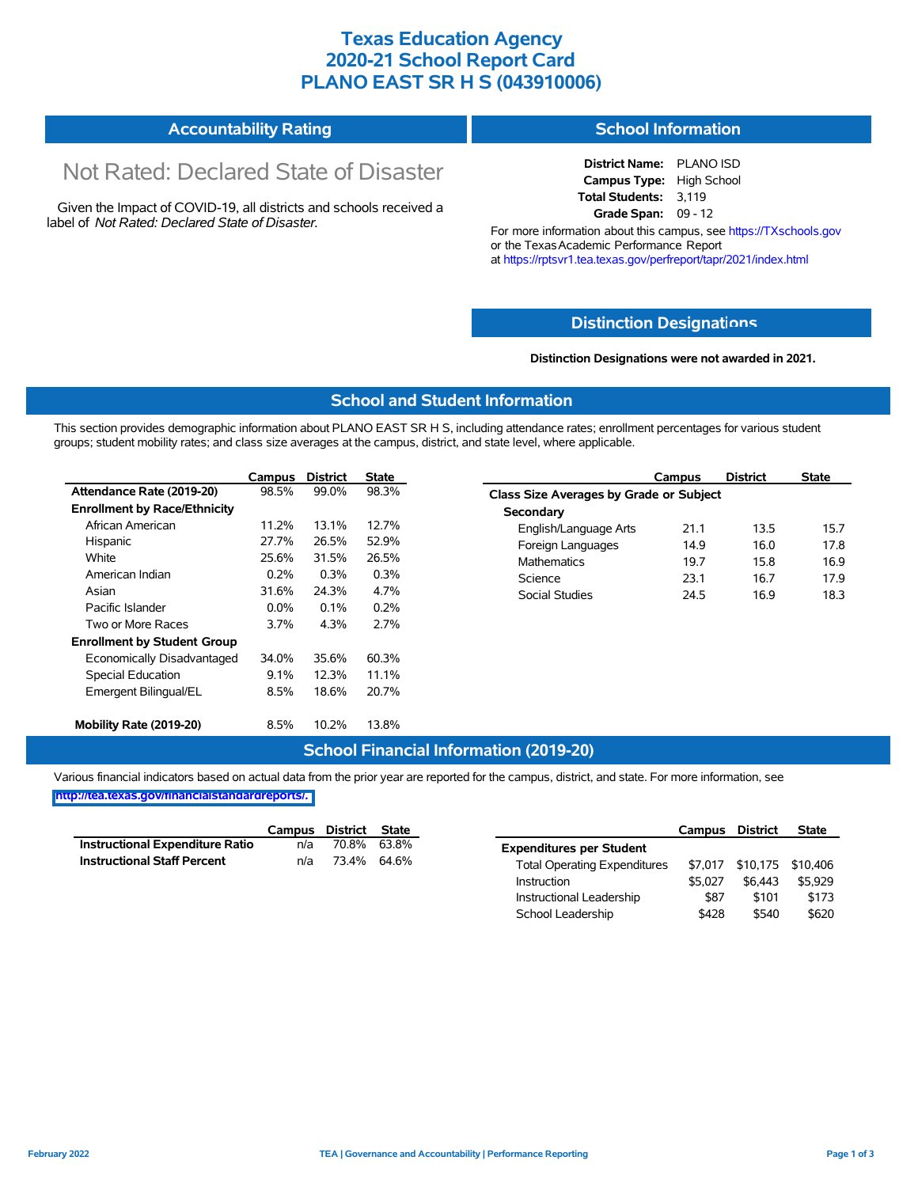# Texas Education Agency
# 2020-21 School Report Card
# PLANO EAST SR H S (043910006)

## Accountability Rating

Not Rated: Declared State of Disaster

Given the Impact of COVID-19, all districts and schools received a label of *Not Rated: Declared State of Disaster*.

## School Information

**District Name:** PLANO ISD
**Campus Type:** High School
**Total Students:** 3,119
**Grade Span:** 09 - 12

For more information about this campus, see https://TXschools.gov or the Texas Academic Performance Report at https://rptsvr1.tea.texas.gov/perfreport/tapr/2021/index.html

## Distinction Designations

**Distinction Designations were not awarded in 2021.**

## School and Student Information

This section provides demographic information about PLANO EAST SR H S, including attendance rates; enrollment percentages for various student groups; student mobility rates; and class size averages at the campus, district, and state level, where applicable.

| | Campus | District | State |
|---|---|---|---|
| **Attendance Rate (2019-20)** | 98.5% | 99.0% | 98.3% |
| **Enrollment by Race/Ethnicity** | | | |
| African American | 11.2% | 13.1% | 12.7% |
| Hispanic | 27.7% | 26.5% | 52.9% |
| White | 25.6% | 31.5% | 26.5% |
| American Indian | 0.2% | 0.3% | 0.3% |
| Asian | 31.6% | 24.3% | 4.7% |
| Pacific Islander | 0.0% | 0.1% | 0.2% |
| Two or More Races | 3.7% | 4.3% | 2.7% |
| **Enrollment by Student Group** | | | |
| Economically Disadvantaged | 34.0% | 35.6% | 60.3% |
| Special Education | 9.1% | 12.3% | 11.1% |
| Emergent Bilingual/EL | 8.5% | 18.6% | 20.7% |
| **Mobility Rate (2019-20)** | 8.5% | 10.2% | 13.8% |

| | Campus | District | State |
|---|---|---|---|
| **Class Size Averages by Grade or Subject** | | | |
| **Secondary** | | | |
| English/Language Arts | 21.1 | 13.5 | 15.7 |
| Foreign Languages | 14.9 | 16.0 | 17.8 |
| Mathematics | 19.7 | 15.8 | 16.9 |
| Science | 23.1 | 16.7 | 17.9 |
| Social Studies | 24.5 | 16.9 | 18.3 |

## School Financial Information (2019-20)

Various financial indicators based on actual data from the prior year are reported for the campus, district, and state. For more information, see http://tea.texas.gov/financialstandardreports/.

| | Campus | District | State |
|---|---|---|---|
| **Instructional Expenditure Ratio** | n/a | 70.8% | 63.8% |
| **Instructional Staff Percent** | n/a | 73.4% | 64.6% |

| | Campus | District | State |
|---|---|---|---|
| **Expenditures per Student** | | | |
| Total Operating Expenditures | $7,017 | $10,175 | $10,406 |
| Instruction | $5,027 | $6,443 | $5,929 |
| Instructional Leadership | $87 | $101 | $173 |
| School Leadership | $428 | $540 | $620 |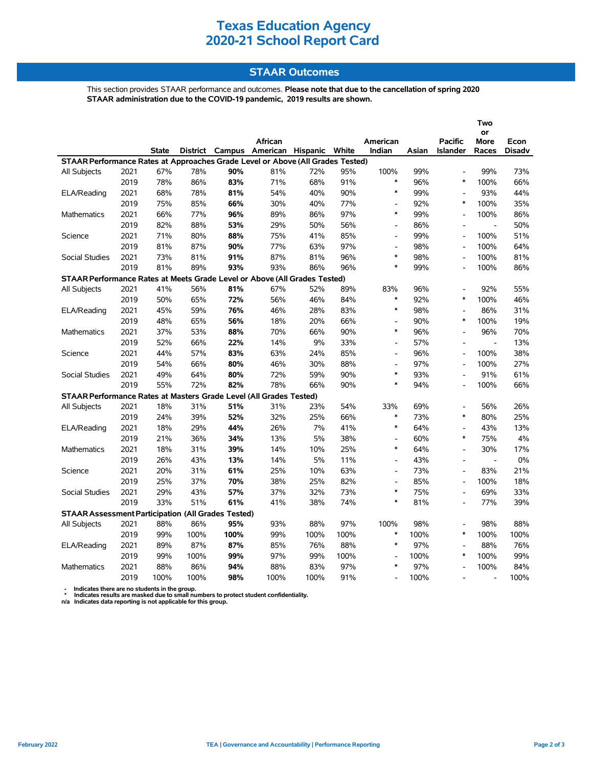# Texas Education Agency
# 2020-21 School Report Card

## STAAR Outcomes

This section provides STAAR performance and outcomes. **Please note that due to the cancellation of spring 2020 STAAR administration due to the COVID-19 pandemic, 2019 results are shown.**

| | | State | District | Campus | African American | Hispanic | White | American Indian | Asian | Pacific Islander | Two or More Races | Econ Disadv |
|---|---|---|---|---|---|---|---|---|---|---|---|---|
| **STAAR Performance Rates at Approaches Grade Level or Above (All Grades Tested)** | | | | | | | | | | | | |
| All Subjects | 2021 | 67% | 78% | **90%** | 81% | 72% | 95% | 100% | 99% | - | 99% | 73% |
| | 2019 | 78% | 86% | **83%** | 71% | 68% | 91% | * | 96% | * | 100% | 66% |
| ELA/Reading | 2021 | 68% | 78% | **81%** | 54% | 40% | 90% | * | 99% | - | 93% | 44% |
| | 2019 | 75% | 85% | **66%** | 30% | 40% | 77% | - | 92% | * | 100% | 35% |
| Mathematics | 2021 | 66% | 77% | **96%** | 89% | 86% | 97% | * | 99% | - | 100% | 86% |
| | 2019 | 82% | 88% | **53%** | 29% | 50% | 56% | - | 86% | - | - | 50% |
| Science | 2021 | 71% | 80% | **88%** | 75% | 41% | 85% | - | 99% | - | 100% | 51% |
| | 2019 | 81% | 87% | **90%** | 77% | 63% | 97% | - | 98% | - | 100% | 64% |
| Social Studies | 2021 | 73% | 81% | **91%** | 87% | 81% | 96% | * | 98% | - | 100% | 81% |
| | 2019 | 81% | 89% | **93%** | 93% | 86% | 96% | * | 99% | - | 100% | 86% |
| **STAAR Performance Rates at Meets Grade Level or Above (All Grades Tested)** | | | | | | | | | | | | |
| All Subjects | 2021 | 41% | 56% | **81%** | 67% | 52% | 89% | 83% | 96% | - | 92% | 55% |
| | 2019 | 50% | 65% | **72%** | 56% | 46% | 84% | * | 92% | * | 100% | 46% |
| ELA/Reading | 2021 | 45% | 59% | **76%** | 46% | 28% | 83% | * | 98% | - | 86% | 31% |
| | 2019 | 48% | 65% | **56%** | 18% | 20% | 66% | - | 90% | * | 100% | 19% |
| Mathematics | 2021 | 37% | 53% | **88%** | 70% | 66% | 90% | * | 96% | - | 96% | 70% |
| | 2019 | 52% | 66% | **22%** | 14% | 9% | 33% | - | 57% | - | - | 13% |
| Science | 2021 | 44% | 57% | **83%** | 63% | 24% | 85% | - | 96% | - | 100% | 38% |
| | 2019 | 54% | 66% | **80%** | 46% | 30% | 88% | - | 97% | - | 100% | 27% |
| Social Studies | 2021 | 49% | 64% | **80%** | 72% | 59% | 90% | * | 93% | - | 91% | 61% |
| | 2019 | 55% | 72% | **82%** | 78% | 66% | 90% | * | 94% | - | 100% | 66% |
| **STAAR Performance Rates at Masters Grade Level (All Grades Tested)** | | | | | | | | | | | | |
| All Subjects | 2021 | 18% | 31% | **51%** | 31% | 23% | 54% | 33% | 69% | - | 56% | 26% |
| | 2019 | 24% | 39% | **52%** | 32% | 25% | 66% | * | 73% | * | 80% | 25% |
| ELA/Reading | 2021 | 18% | 29% | **44%** | 26% | 7% | 41% | * | 64% | - | 43% | 13% |
| | 2019 | 21% | 36% | **34%** | 13% | 5% | 38% | - | 60% | * | 75% | 4% |
| Mathematics | 2021 | 18% | 31% | **39%** | 14% | 10% | 25% | * | 64% | - | 30% | 17% |
| | 2019 | 26% | 43% | **13%** | 14% | 5% | 11% | - | 43% | - | - | 0% |
| Science | 2021 | 20% | 31% | **61%** | 25% | 10% | 63% | - | 73% | - | 83% | 21% |
| | 2019 | 25% | 37% | **70%** | 38% | 25% | 82% | - | 85% | - | 100% | 18% |
| Social Studies | 2021 | 29% | 43% | **57%** | 37% | 32% | 73% | * | 75% | - | 69% | 33% |
| | 2019 | 33% | 51% | **61%** | 41% | 38% | 74% | * | 81% | - | 77% | 39% |
| **STAAR Assessment Participation (All Grades Tested)** | | | | | | | | | | | | |
| All Subjects | 2021 | 88% | 86% | **95%** | 93% | 88% | 97% | 100% | 98% | - | 98% | 88% |
| | 2019 | 99% | 100% | **100%** | 99% | 100% | 100% | * | 100% | * | 100% | 100% |
| ELA/Reading | 2021 | 89% | 87% | **87%** | 85% | 76% | 88% | * | 97% | - | 88% | 76% |
| | 2019 | 99% | 100% | **99%** | 97% | 99% | 100% | - | 100% | * | 100% | 99% |
| Mathematics | 2021 | 88% | 86% | **94%** | 88% | 83% | 97% | * | 97% | - | 100% | 84% |
| | 2019 | 100% | 100% | **98%** | 100% | 100% | 91% | - | 100% | - | - | 100% |

- Indicates there are no students in the group.
* Indicates results are masked due to small numbers to protect student confidentiality.
n/a Indicates data reporting is not applicable for this group.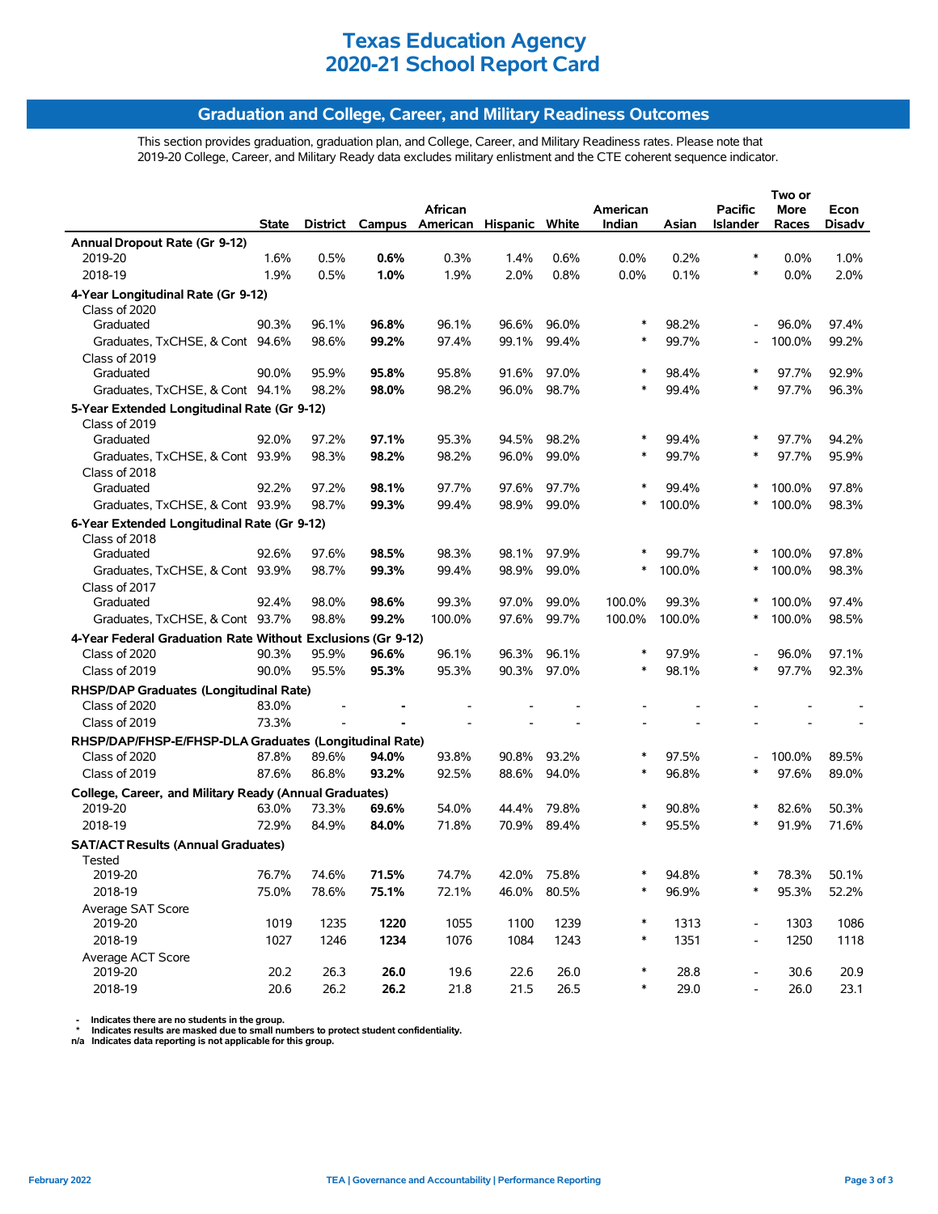# Texas Education Agency
# 2020-21 School Report Card

## Graduation and College, Career, and Military Readiness Outcomes

This section provides graduation, graduation plan, and College, Career, and Military Readiness rates. Please note that 2019-20 College, Career, and Military Ready data excludes military enlistment and the CTE coherent sequence indicator.

| | State | District | Campus | African American | Hispanic | White | American Indian | Asian | Pacific Islander | Two or More Races | Econ Disadv |
|---|---|---|---|---|---|---|---|---|---|---|---|
| **Annual Dropout Rate (Gr 9-12)** | | | | | | | | | | | |
| 2019-20 | 1.6% | 0.5% | **0.6%** | 0.3% | 1.4% | 0.6% | 0.0% | 0.2% | * | 0.0% | 1.0% |
| 2018-19 | 1.9% | 0.5% | **1.0%** | 1.9% | 2.0% | 0.8% | 0.0% | 0.1% | * | 0.0% | 2.0% |
| **4-Year Longitudinal Rate (Gr 9-12)** | | | | | | | | | | | |
| Class of 2020 | | | | | | | | | | | |
| Graduated | 90.3% | 96.1% | **96.8%** | 96.1% | 96.6% | 96.0% | * | 98.2% | - | 96.0% | 97.4% |
| Graduates, TxCHSE, & Cont | 94.6% | 98.6% | **99.2%** | 97.4% | 99.1% | 99.4% | * | 99.7% | - | 100.0% | 99.2% |
| Class of 2019 | | | | | | | | | | | |
| Graduated | 90.0% | 95.9% | **95.8%** | 95.8% | 91.6% | 97.0% | * | 98.4% | * | 97.7% | 92.9% |
| Graduates, TxCHSE, & Cont | 94.1% | 98.2% | **98.0%** | 98.2% | 96.0% | 98.7% | * | 99.4% | * | 97.7% | 96.3% |
| **5-Year Extended Longitudinal Rate (Gr 9-12)** | | | | | | | | | | | |
| Class of 2019 | | | | | | | | | | | |
| Graduated | 92.0% | 97.2% | **97.1%** | 95.3% | 94.5% | 98.2% | * | 99.4% | * | 97.7% | 94.2% |
| Graduates, TxCHSE, & Cont | 93.9% | 98.3% | **98.2%** | 98.2% | 96.0% | 99.0% | * | 99.7% | * | 97.7% | 95.9% |
| Class of 2018 | | | | | | | | | | | |
| Graduated | 92.2% | 97.2% | **98.1%** | 97.7% | 97.6% | 97.7% | * | 99.4% | * | 100.0% | 97.8% |
| Graduates, TxCHSE, & Cont | 93.9% | 98.7% | **99.3%** | 99.4% | 98.9% | 99.0% | * | 100.0% | * | 100.0% | 98.3% |
| **6-Year Extended Longitudinal Rate (Gr 9-12)** | | | | | | | | | | | |
| Class of 2018 | | | | | | | | | | | |
| Graduated | 92.6% | 97.6% | **98.5%** | 98.3% | 98.1% | 97.9% | * | 99.7% | * | 100.0% | 97.8% |
| Graduates, TxCHSE, & Cont | 93.9% | 98.7% | **99.3%** | 99.4% | 98.9% | 99.0% | * | 100.0% | * | 100.0% | 98.3% |
| Class of 2017 | | | | | | | | | | | |
| Graduated | 92.4% | 98.0% | **98.6%** | 99.3% | 97.0% | 99.0% | 100.0% | 99.3% | * | 100.0% | 97.4% |
| Graduates, TxCHSE, & Cont | 93.7% | 98.8% | **99.2%** | 100.0% | 97.6% | 99.7% | 100.0% | 100.0% | * | 100.0% | 98.5% |
| **4-Year Federal Graduation Rate Without Exclusions (Gr 9-12)** | | | | | | | | | | | |
| Class of 2020 | 90.3% | 95.9% | **96.6%** | 96.1% | 96.3% | 96.1% | * | 97.9% | - | 96.0% | 97.1% |
| Class of 2019 | 90.0% | 95.5% | **95.3%** | 95.3% | 90.3% | 97.0% | * | 98.1% | * | 97.7% | 92.3% |
| **RHSP/DAP Graduates (Longitudinal Rate)** | | | | | | | | | | | |
| Class of 2020 | 83.0% | - | **-** | - | - | - | - | - | - | - | - |
| Class of 2019 | 73.3% | - | **-** | - | - | - | - | - | - | - | - |
| **RHSP/DAP/FHSP-E/FHSP-DLA Graduates (Longitudinal Rate)** | | | | | | | | | | | |
| Class of 2020 | 87.8% | 89.6% | **94.0%** | 93.8% | 90.8% | 93.2% | * | 97.5% | - | 100.0% | 89.5% |
| Class of 2019 | 87.6% | 86.8% | **93.2%** | 92.5% | 88.6% | 94.0% | * | 96.8% | * | 97.6% | 89.0% |
| **College, Career, and Military Ready (Annual Graduates)** | | | | | | | | | | | |
| 2019-20 | 63.0% | 73.3% | **69.6%** | 54.0% | 44.4% | 79.8% | * | 90.8% | * | 82.6% | 50.3% |
| 2018-19 | 72.9% | 84.9% | **84.0%** | 71.8% | 70.9% | 89.4% | * | 95.5% | * | 91.9% | 71.6% |
| **SAT/ACT Results (Annual Graduates)** | | | | | | | | | | | |
| Tested | | | | | | | | | | | |
| 2019-20 | 76.7% | 74.6% | **71.5%** | 74.7% | 42.0% | 75.8% | * | 94.8% | * | 78.3% | 50.1% |
| 2018-19 | 75.0% | 78.6% | **75.1%** | 72.1% | 46.0% | 80.5% | * | 96.9% | * | 95.3% | 52.2% |
| Average SAT Score | | | | | | | | | | | |
| 2019-20 | 1019 | 1235 | **1220** | 1055 | 1100 | 1239 | * | 1313 | - | 1303 | 1086 |
| 2018-19 | 1027 | 1246 | **1234** | 1076 | 1084 | 1243 | * | 1351 | - | 1250 | 1118 |
| Average ACT Score | | | | | | | | | | | |
| 2019-20 | 20.2 | 26.3 | **26.0** | 19.6 | 22.6 | 26.0 | * | 28.8 | - | 30.6 | 20.9 |
| 2018-19 | 20.6 | 26.2 | **26.2** | 21.8 | 21.5 | 26.5 | * | 29.0 | - | 26.0 | 23.1 |

- Indicates there are no students in the group.
\* Indicates results are masked due to small numbers to protect student confidentiality.
n/a Indicates data reporting is not applicable for this group.